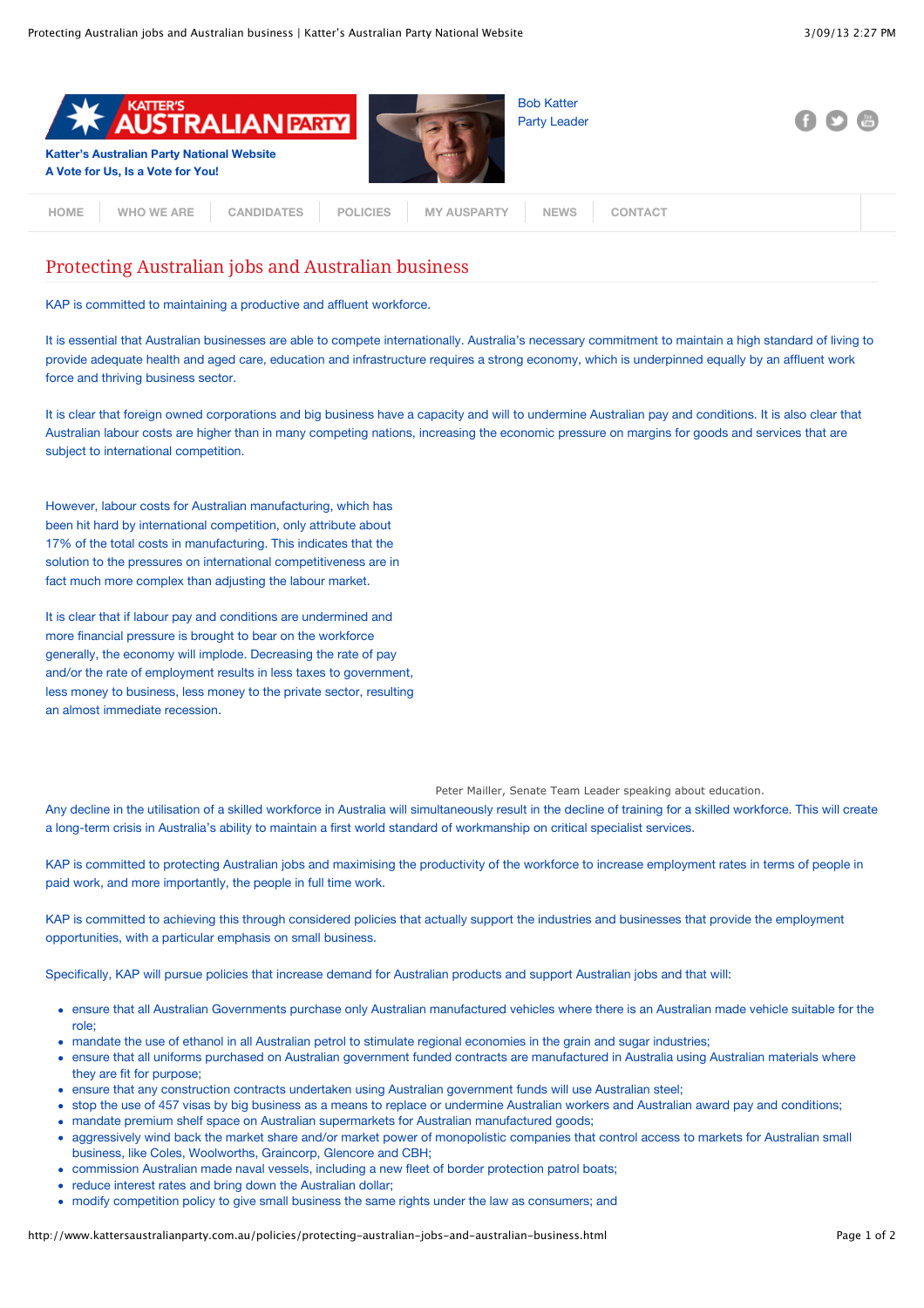Katter's Australian Party National Website
A Vote for Us, Is a Vote for You!

Bob Katter
Party Leader

HOME | WHO WE ARE | CANDIDATES | POLICIES | MY AUSPARTY | NEWS | CONTACT

# Protecting Australian jobs and Australian business

KAP is committed to maintaining a productive and affluent workforce.

It is essential that Australian businesses are able to compete internationally. Australia's necessary commitment to maintain a high standard of living to provide adequate health and aged care, education and infrastructure requires a strong economy, which is underpinned equally by an affluent work force and thriving business sector.

It is clear that foreign owned corporations and big business have a capacity and will to undermine Australian pay and conditions. It is also clear that Australian labour costs are higher than in many competing nations, increasing the economic pressure on margins for goods and services that are subject to international competition.

However, labour costs for Australian manufacturing, which has been hit hard by international competition, only attribute about 17% of the total costs in manufacturing. This indicates that the solution to the pressures on international competitiveness are in fact much more complex than adjusting the labour market.

It is clear that if labour pay and conditions are undermined and more financial pressure is brought to bear on the workforce generally, the economy will implode. Decreasing the rate of pay and/or the rate of employment results in less taxes to government, less money to business, less money to the private sector, resulting an almost immediate recession.

Peter Mailler, Senate Team Leader speaking about education.

Any decline in the utilisation of a skilled workforce in Australia will simultaneously result in the decline of training for a skilled workforce. This will create a long-term crisis in Australia's ability to maintain a first world standard of workmanship on critical specialist services.

KAP is committed to protecting Australian jobs and maximising the productivity of the workforce to increase employment rates in terms of people in paid work, and more importantly, the people in full time work.

KAP is committed to achieving this through considered policies that actually support the industries and businesses that provide the employment opportunities, with a particular emphasis on small business.

Specifically, KAP will pursue policies that increase demand for Australian products and support Australian jobs and that will:

- ensure that all Australian Governments purchase only Australian manufactured vehicles where there is an Australian made vehicle suitable for the role;
- mandate the use of ethanol in all Australian petrol to stimulate regional economies in the grain and sugar industries;
- ensure that all uniforms purchased on Australian government funded contracts are manufactured in Australia using Australian materials where they are fit for purpose;
- ensure that any construction contracts undertaken using Australian government funds will use Australian steel;
- stop the use of 457 visas by big business as a means to replace or undermine Australian workers and Australian award pay and conditions;
- mandate premium shelf space on Australian supermarkets for Australian manufactured goods;
- aggressively wind back the market share and/or market power of monopolistic companies that control access to markets for Australian small business, like Coles, Woolworths, Graincorp, Glencore and CBH;
- commission Australian made naval vessels, including a new fleet of border protection patrol boats;
- reduce interest rates and bring down the Australian dollar;
- modify competition policy to give small business the same rights under the law as consumers; and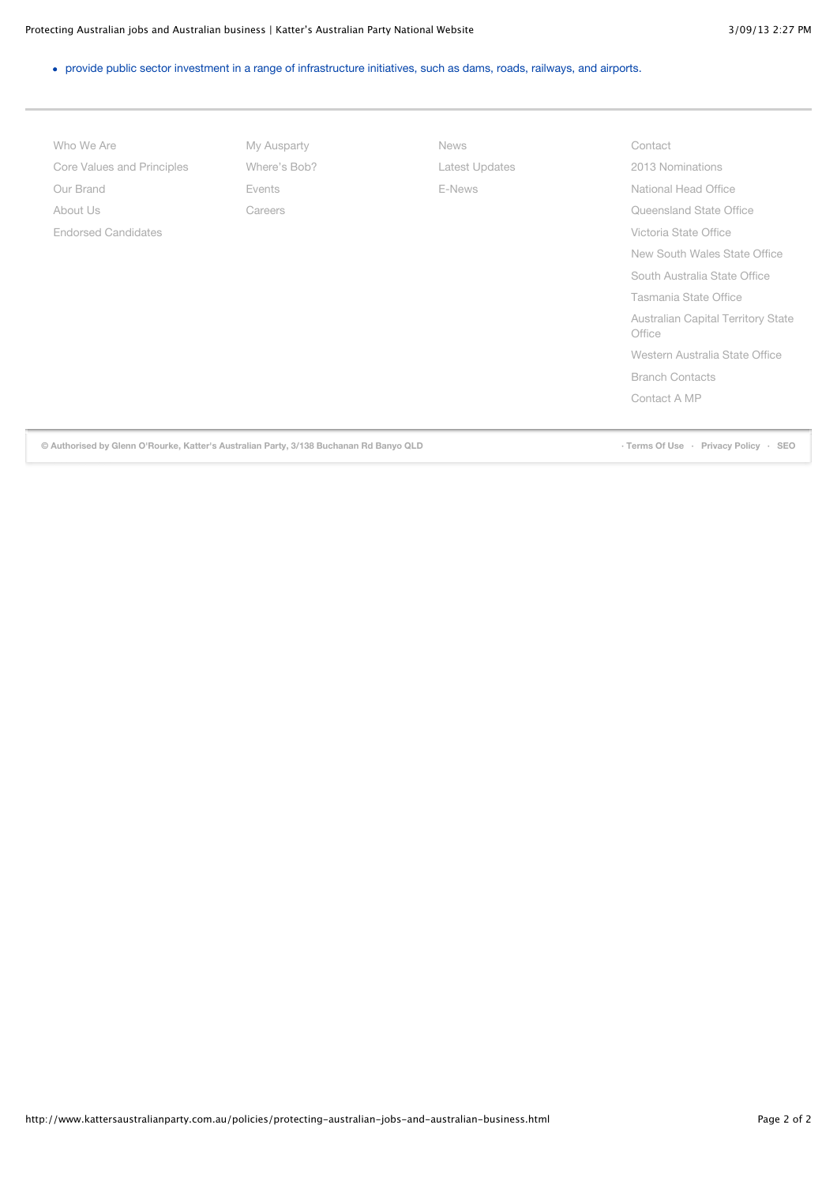- provide public sector investment in a range of infrastructure initiatives, such as dams, roads, railways, and airports.

---

Who We Are
Core Values and Principles
Our Brand
About Us
Endorsed Candidates

My Ausparty
Where's Bob?
Events
Careers

News
Latest Updates
E-News

Contact
2013 Nominations
National Head Office
Queensland State Office
Victoria State Office
New South Wales State Office
South Australia State Office
Tasmania State Office
Australian Capital Territory State Office
Western Australia State Office
Branch Contacts
Contact A MP

**© Authorised by Glenn O'Rourke, Katter's Australian Party, 3/138 Buchanan Rd Banyo QLD**

**· Terms Of Use · Privacy Policy · SEO**